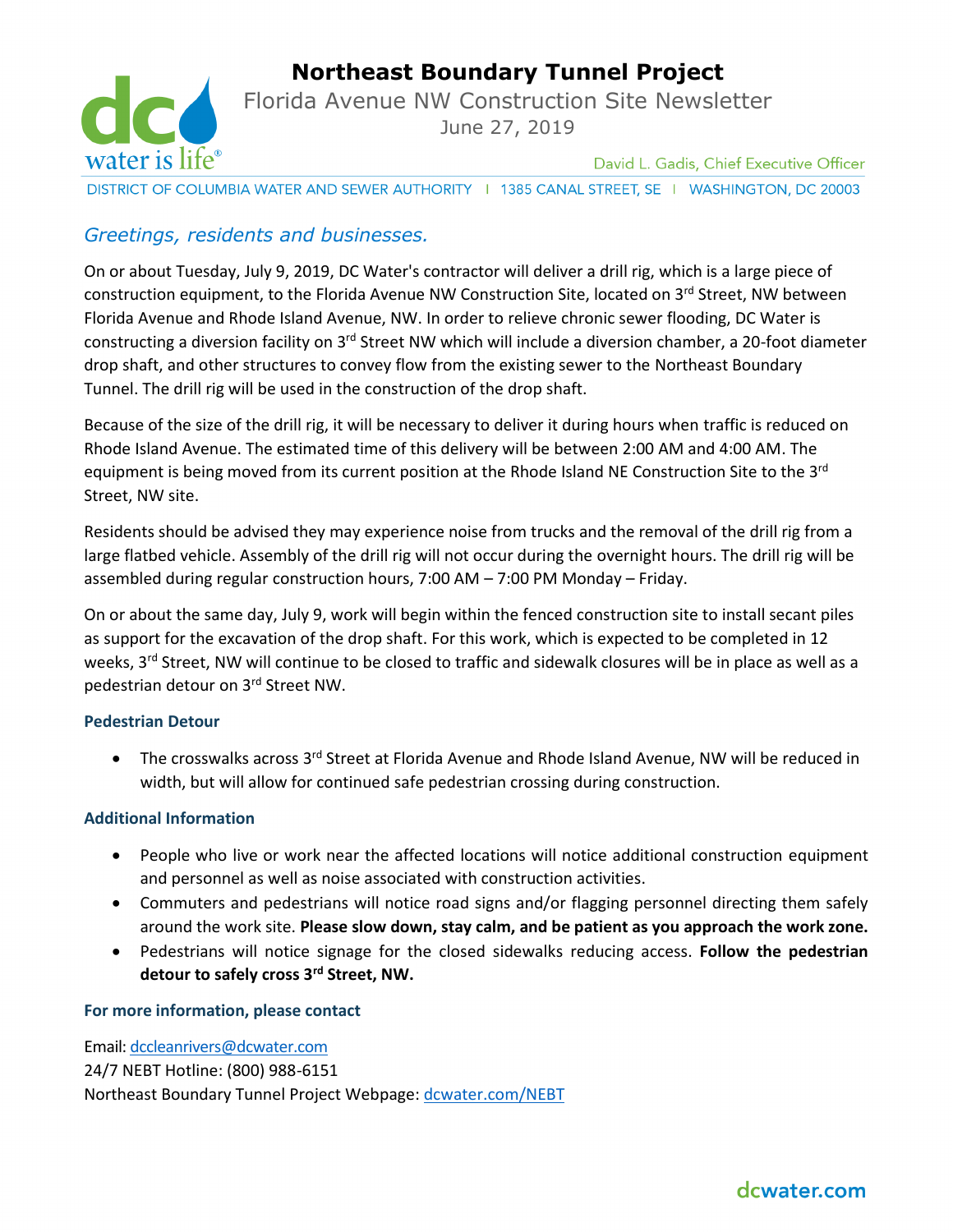# Northeast Boundary Tunnel Project

Florida Avenue NW Construction Site Newsletter

June 27, 2019

David L. Gadis, Chief Executive Officer

DISTRICT OF COLUMBIA WATER AND SEWER AUTHORITY | 1385 CANAL STREET, SE | WASHINGTON, DC 20003

*Greetings, residents and businesses.*

On or about Tuesday, July 9, 2019, DC Water's contractor will deliver a drill rig, which is a large piece of construction equipment, to the Florida Avenue NW Construction Site, located on 3rd Street, NW between Florida Avenue and Rhode Island Avenue, NW. In order to relieve chronic sewer flooding, DC Water is constructing a diversion facility on 3rd Street NW which will include a diversion chamber, a 20-foot diameter drop shaft, and other structures to convey flow from the existing sewer to the Northeast Boundary Tunnel. The drill rig will be used in the construction of the drop shaft.

Because of the size of the drill rig, it will be necessary to deliver it during hours when traffic is reduced on Rhode Island Avenue. The estimated time of this delivery will be between 2:00 AM and 4:00 AM. The equipment is being moved from its current position at the Rhode Island NE Construction Site to the 3rd Street, NW site.

Residents should be advised they may experience noise from trucks and the removal of the drill rig from a large flatbed vehicle. Assembly of the drill rig will not occur during the overnight hours. The drill rig will be assembled during regular construction hours, 7:00 AM – 7:00 PM Monday – Friday.

On or about the same day, July 9, work will begin within the fenced construction site to install secant piles as support for the excavation of the drop shaft. For this work, which is expected to be completed in 12 weeks, 3rd Street, NW will continue to be closed to traffic and sidewalk closures will be in place as well as a pedestrian detour on 3rd Street NW.

### Pedestrian Detour

- The crosswalks across 3rd Street at Florida Avenue and Rhode Island Avenue, NW will be reduced in width, but will allow for continued safe pedestrian crossing during construction.

### Additional Information

- People who live or work near the affected locations will notice additional construction equipment and personnel as well as noise associated with construction activities.
- Commuters and pedestrians will notice road signs and/or flagging personnel directing them safely around the work site. **Please slow down, stay calm, and be patient as you approach the work zone.**
- Pedestrians will notice signage for the closed sidewalks reducing access. **Follow the pedestrian detour to safely cross 3rd Street, NW.**

### For more information, please contact

Email: dccleanrivers@dcwater.com
24/7 NEBT Hotline: (800) 988-6151
Northeast Boundary Tunnel Project Webpage: dcwater.com/NEBT

dcwater.com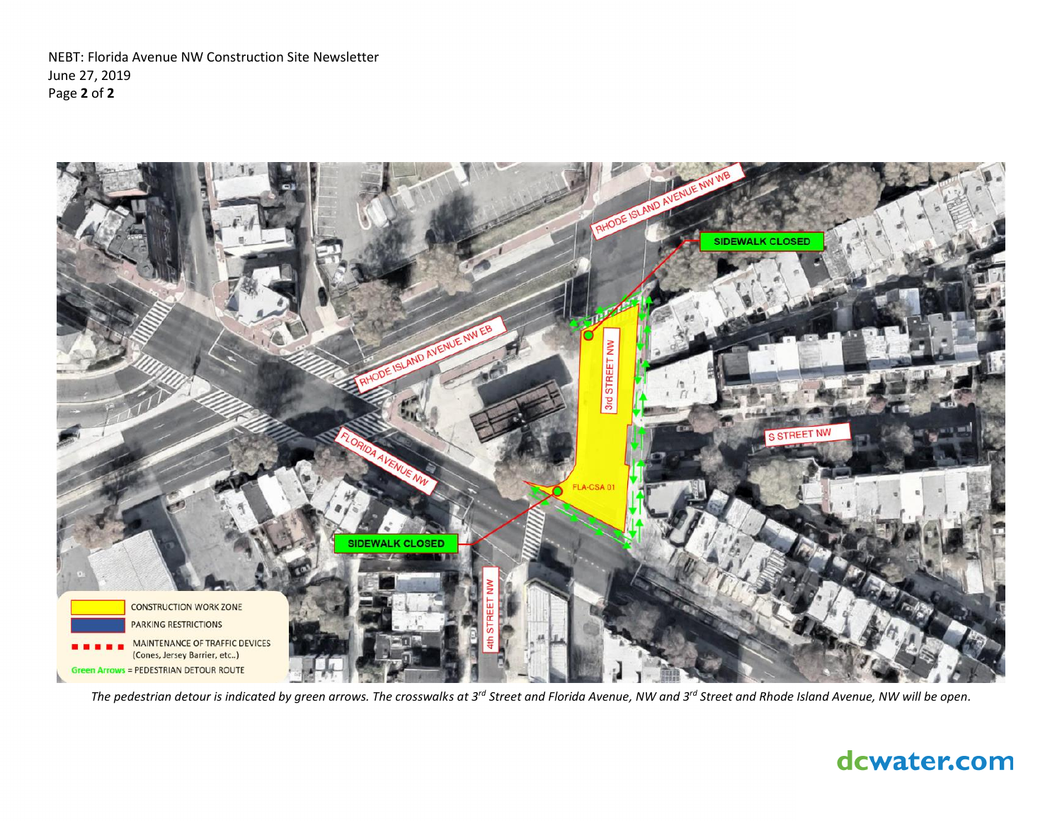RHODE ISLAND AVENUE NW WB

SIDEWALK CLOSED

RHODE ISLAND AVENUE NW EB

3rd STREET NW

S STREET NW

FLORIDA AVENUE NW

FLA-CSA 01

SIDEWALK CLOSED

4th STREET NW

CONSTRUCTION WORK ZONE

PARKING RESTRICTIONS

MAINTENANCE OF TRAFFIC DEVICES (Cones, Jersey Barrier, etc..)

Green Arrows = PEDESTRIAN DETOUR ROUTE

*The pedestrian detour is indicated by green arrows. The crosswalks at 3rd Street and Florida Avenue, NW and 3rd Street and Rhode Island Avenue, NW will be open.*

dcwater.com